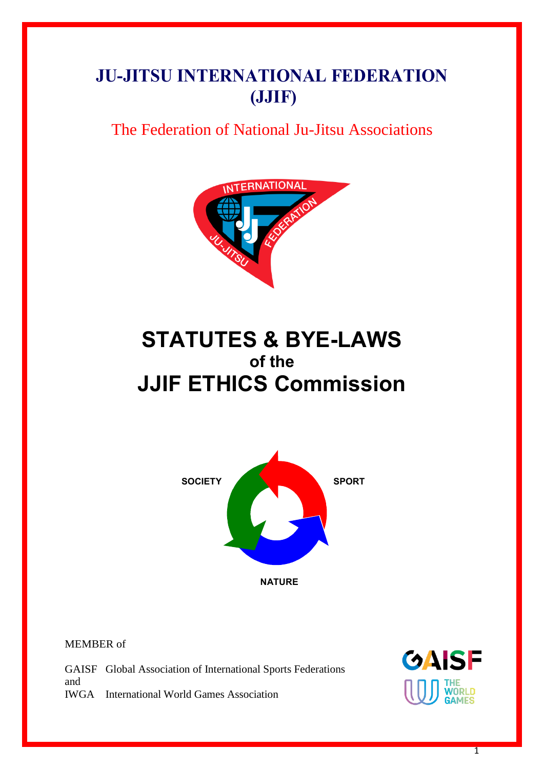# JU-JITSU INTERNATIONAL FEDERATION (JJIF)

The Federation of National Ju-Jitsu Associations

# STATUTES & BYE-LAWS

## of the

# JJIF ETHICS Commission

SOCIETY

SPORT

NATURE

MEMBER of

GAISF Global Association of International Sports Federations
and
IWGA International World Games Association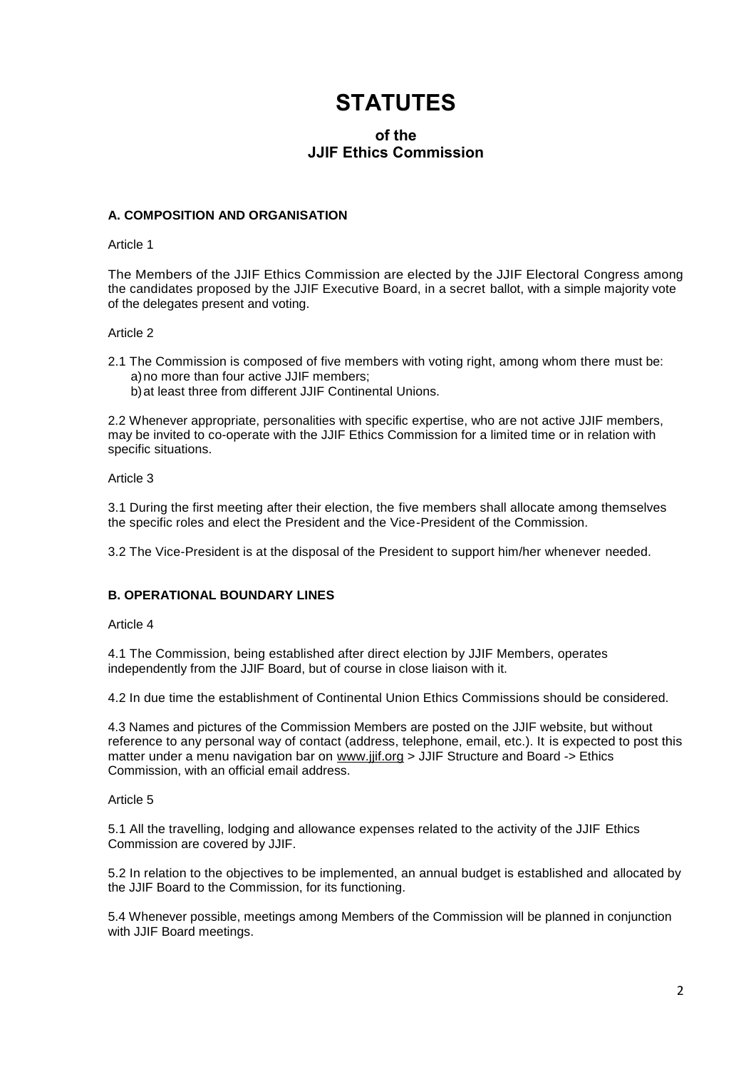# STATUTES

## of the JJIF Ethics Commission

### A. COMPOSITION AND ORGANISATION

Article 1

The Members of the JJIF Ethics Commission are elected by the JJIF Electoral Congress among the candidates proposed by the JJIF Executive Board, in a secret ballot, with a simple majority vote of the delegates present and voting.

Article 2

2.1 The Commission is composed of five members with voting right, among whom there must be:

a) no more than four active JJIF members;

b) at least three from different JJIF Continental Unions.

2.2 Whenever appropriate, personalities with specific expertise, who are not active JJIF members, may be invited to co-operate with the JJIF Ethics Commission for a limited time or in relation with specific situations.

Article 3

3.1 During the first meeting after their election, the five members shall allocate among themselves the specific roles and elect the President and the Vice-President of the Commission.

3.2 The Vice-President is at the disposal of the President to support him/her whenever needed.

### B. OPERATIONAL BOUNDARY LINES

Article 4

4.1 The Commission, being established after direct election by JJIF Members, operates independently from the JJIF Board, but of course in close liaison with it.

4.2 In due time the establishment of Continental Union Ethics Commissions should be considered.

4.3 Names and pictures of the Commission Members are posted on the JJIF website, but without reference to any personal way of contact (address, telephone, email, etc.). It is expected to post this matter under a menu navigation bar on www.jjif.org > JJIF Structure and Board -> Ethics Commission, with an official email address.

Article 5

5.1 All the travelling, lodging and allowance expenses related to the activity of the JJIF Ethics Commission are covered by JJIF.

5.2 In relation to the objectives to be implemented, an annual budget is established and allocated by the JJIF Board to the Commission, for its functioning.

5.4 Whenever possible, meetings among Members of the Commission will be planned in conjunction with JJIF Board meetings.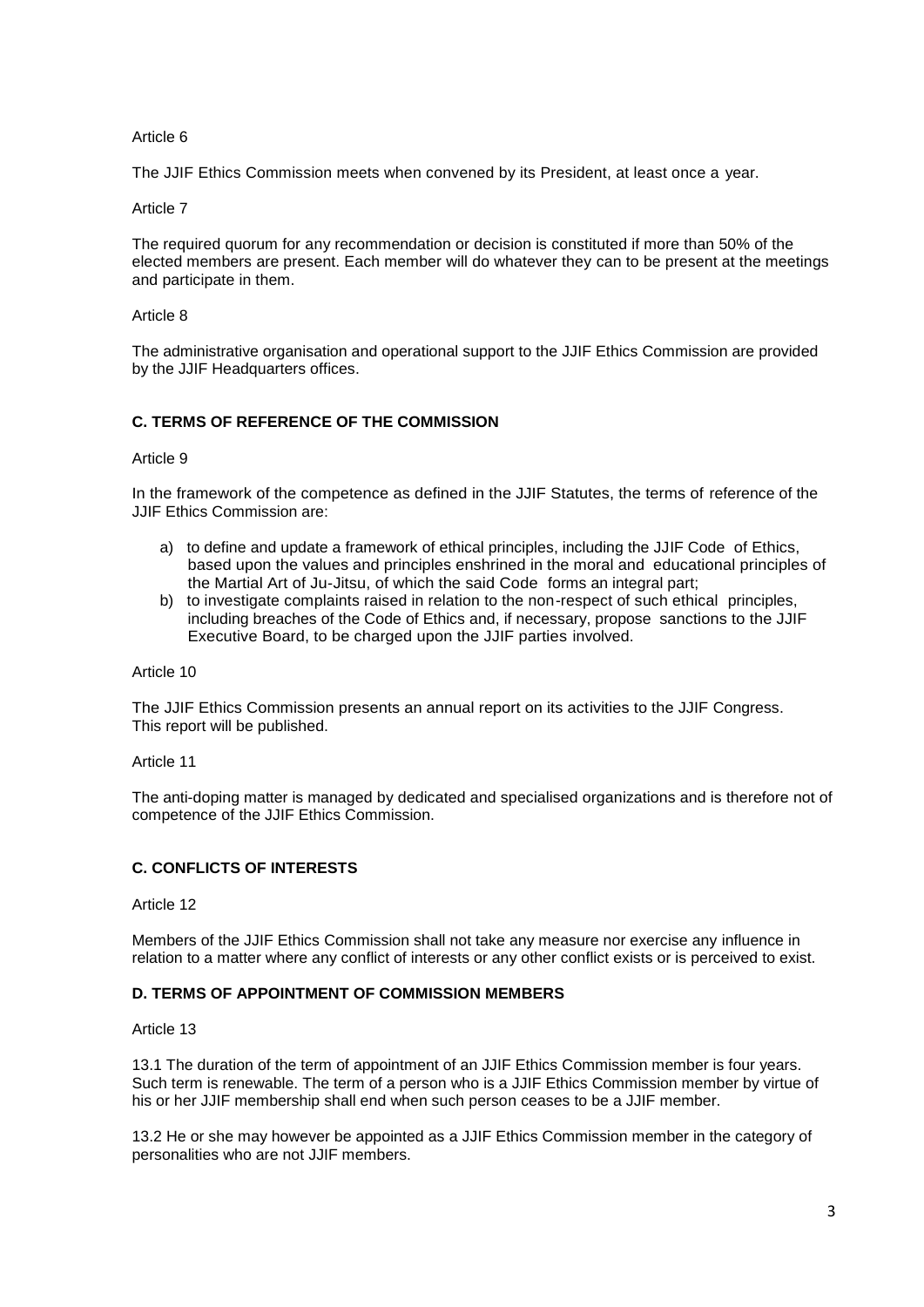Article 6

The JJIF Ethics Commission meets when convened by its President, at least once a year.

Article 7

The required quorum for any recommendation or decision is constituted if more than 50% of the elected members are present. Each member will do whatever they can to be present at the meetings and participate in them.

Article 8

The administrative organisation and operational support to the JJIF Ethics Commission are provided by the JJIF Headquarters offices.

### C. TERMS OF REFERENCE OF THE COMMISSION

Article 9

In the framework of the competence as defined in the JJIF Statutes, the terms of reference of the JJIF Ethics Commission are:

a) to define and update a framework of ethical principles, including the JJIF Code of Ethics, based upon the values and principles enshrined in the moral and educational principles of the Martial Art of Ju-Jitsu, of which the said Code forms an integral part;
b) to investigate complaints raised in relation to the non-respect of such ethical principles, including breaches of the Code of Ethics and, if necessary, propose sanctions to the JJIF Executive Board, to be charged upon the JJIF parties involved.

Article 10

The JJIF Ethics Commission presents an annual report on its activities to the JJIF Congress. This report will be published.

Article 11

The anti-doping matter is managed by dedicated and specialised organizations and is therefore not of competence of the JJIF Ethics Commission.

### C. CONFLICTS OF INTERESTS

Article 12

Members of the JJIF Ethics Commission shall not take any measure nor exercise any influence in relation to a matter where any conflict of interests or any other conflict exists or is perceived to exist.

### D. TERMS OF APPOINTMENT OF COMMISSION MEMBERS

Article 13

13.1 The duration of the term of appointment of an JJIF Ethics Commission member is four years. Such term is renewable. The term of a person who is a JJIF Ethics Commission member by virtue of his or her JJIF membership shall end when such person ceases to be a JJIF member.

13.2 He or she may however be appointed as a JJIF Ethics Commission member in the category of personalities who are not JJIF members.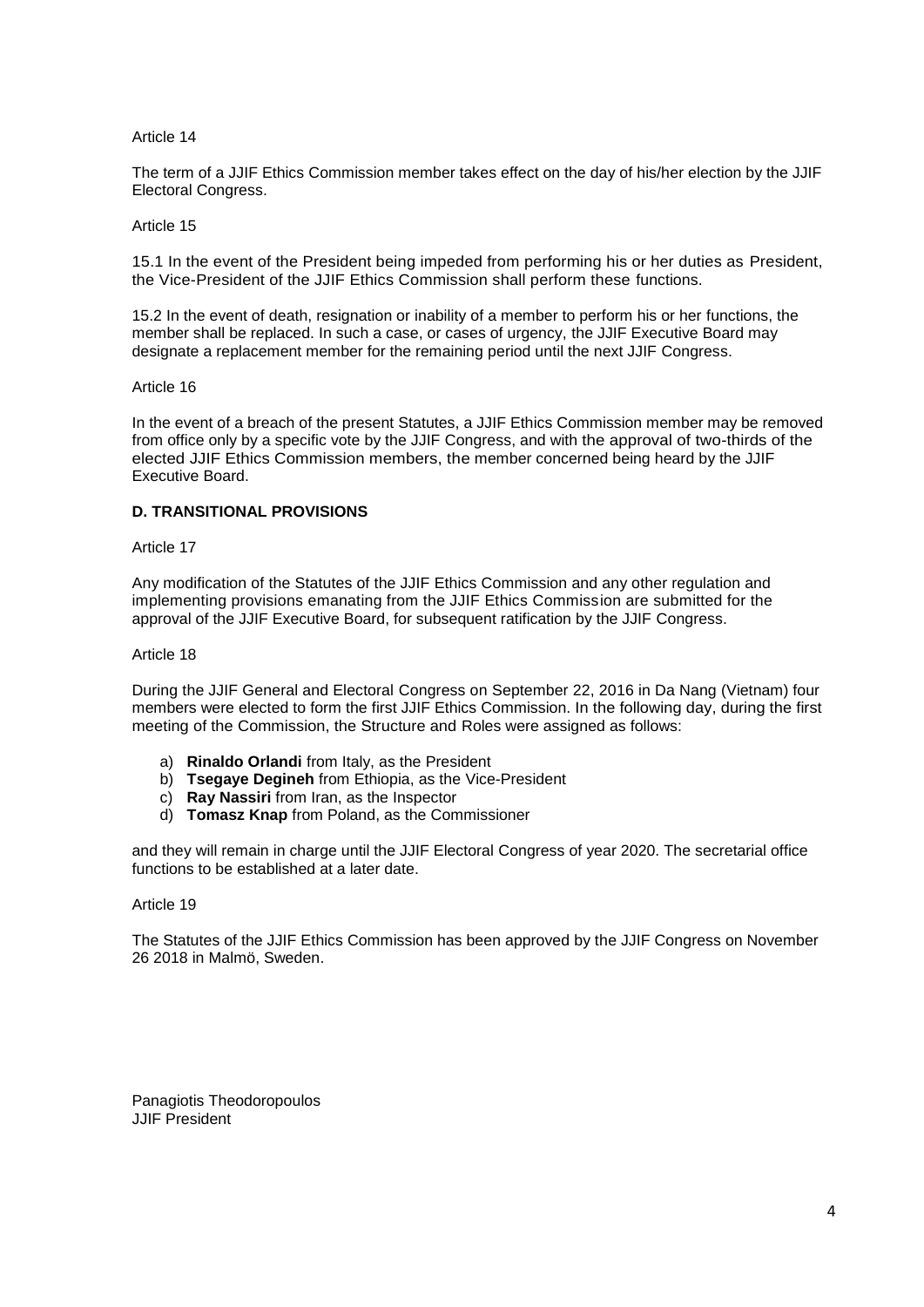Article 14

The term of a JJIF Ethics Commission member takes effect on the day of his/her election by the JJIF Electoral Congress.

Article 15

15.1 In the event of the President being impeded from performing his or her duties as President, the Vice-President of the JJIF Ethics Commission shall perform these functions.

15.2 In the event of death, resignation or inability of a member to perform his or her functions, the member shall be replaced. In such a case, or cases of urgency, the JJIF Executive Board may designate a replacement member for the remaining period until the next JJIF Congress.

Article 16

In the event of a breach of the present Statutes, a JJIF Ethics Commission member may be removed from office only by a specific vote by the JJIF Congress, and with the approval of two-thirds of the elected JJIF Ethics Commission members, the member concerned being heard by the JJIF Executive Board.

## D. TRANSITIONAL PROVISIONS

Article 17

Any modification of the Statutes of the JJIF Ethics Commission and any other regulation and implementing provisions emanating from the JJIF Ethics Commission are submitted for the approval of the JJIF Executive Board, for subsequent ratification by the JJIF Congress.

Article 18

During the JJIF General and Electoral Congress on September 22, 2016 in Da Nang (Vietnam) four members were elected to form the first JJIF Ethics Commission. In the following day, during the first meeting of the Commission, the Structure and Roles were assigned as follows:

a) **Rinaldo Orlandi** from Italy, as the President
b) **Tsegaye Degineh** from Ethiopia, as the Vice-President
c) **Ray Nassiri** from Iran, as the Inspector
d) **Tomasz Knap** from Poland, as the Commissioner

and they will remain in charge until the JJIF Electoral Congress of year 2020. The secretarial office functions to be established at a later date.

Article 19

The Statutes of the JJIF Ethics Commission has been approved by the JJIF Congress on November 26 2018 in Malmö, Sweden.

Panagiotis Theodoropoulos
JJIF President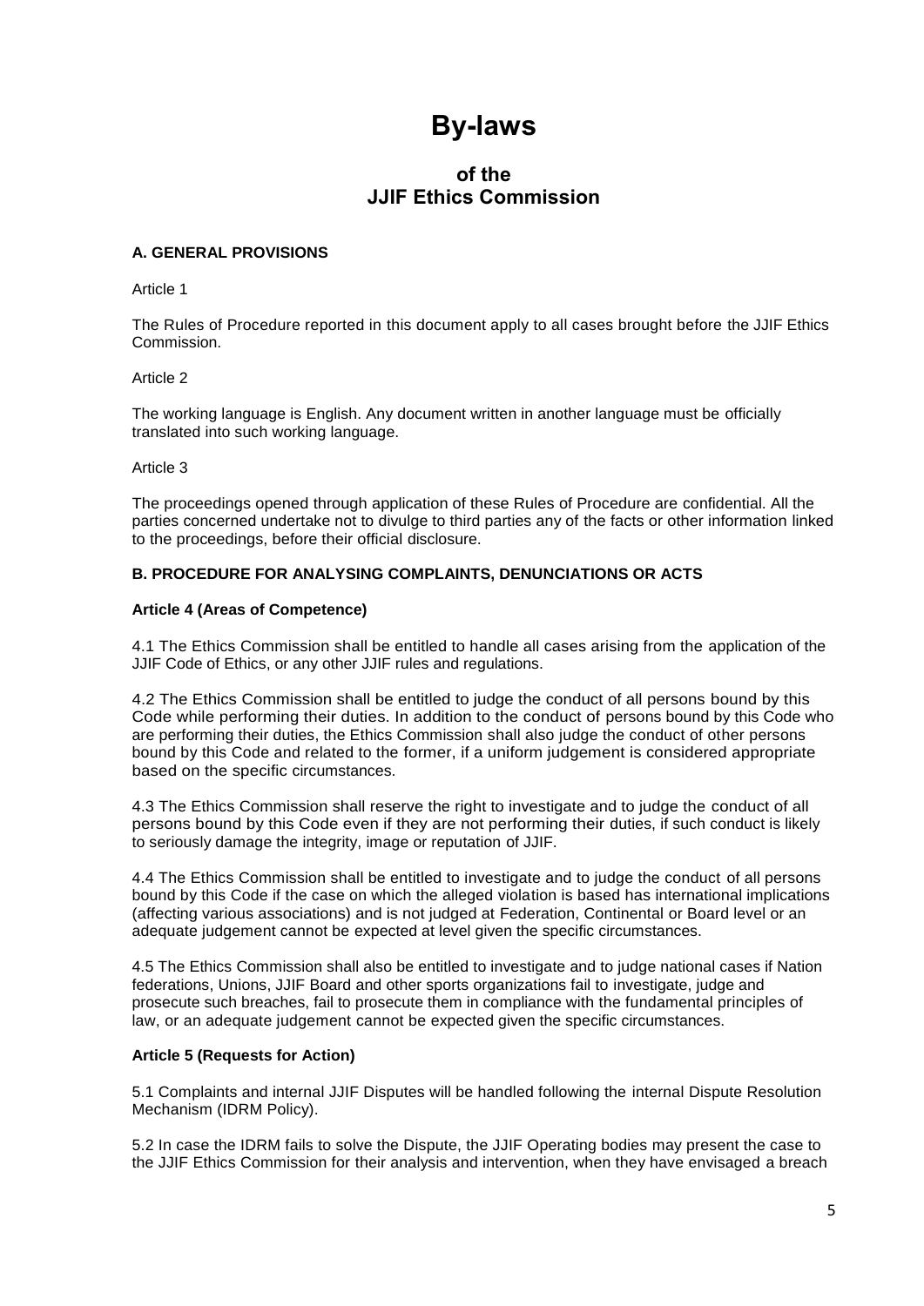# By-laws

## of the JJIF Ethics Commission

### A. GENERAL PROVISIONS

Article 1

The Rules of Procedure reported in this document apply to all cases brought before the JJIF Ethics Commission.

Article 2

The working language is English. Any document written in another language must be officially translated into such working language.

Article 3

The proceedings opened through application of these Rules of Procedure are confidential. All the parties concerned undertake not to divulge to third parties any of the facts or other information linked to the proceedings, before their official disclosure.

### B. PROCEDURE FOR ANALYSING COMPLAINTS, DENUNCIATIONS OR ACTS

**Article 4 (Areas of Competence)**

4.1 The Ethics Commission shall be entitled to handle all cases arising from the application of the JJIF Code of Ethics, or any other JJIF rules and regulations.

4.2 The Ethics Commission shall be entitled to judge the conduct of all persons bound by this Code while performing their duties. In addition to the conduct of persons bound by this Code who are performing their duties, the Ethics Commission shall also judge the conduct of other persons bound by this Code and related to the former, if a uniform judgement is considered appropriate based on the specific circumstances.

4.3 The Ethics Commission shall reserve the right to investigate and to judge the conduct of all persons bound by this Code even if they are not performing their duties, if such conduct is likely to seriously damage the integrity, image or reputation of JJIF.

4.4 The Ethics Commission shall be entitled to investigate and to judge the conduct of all persons bound by this Code if the case on which the alleged violation is based has international implications (affecting various associations) and is not judged at Federation, Continental or Board level or an adequate judgement cannot be expected at level given the specific circumstances.

4.5 The Ethics Commission shall also be entitled to investigate and to judge national cases if Nation federations, Unions, JJIF Board and other sports organizations fail to investigate, judge and prosecute such breaches, fail to prosecute them in compliance with the fundamental principles of law, or an adequate judgement cannot be expected given the specific circumstances.

**Article 5 (Requests for Action)**

5.1 Complaints and internal JJIF Disputes will be handled following the internal Dispute Resolution Mechanism (IDRM Policy).

5.2 In case the IDRM fails to solve the Dispute, the JJIF Operating bodies may present the case to the JJIF Ethics Commission for their analysis and intervention, when they have envisaged a breach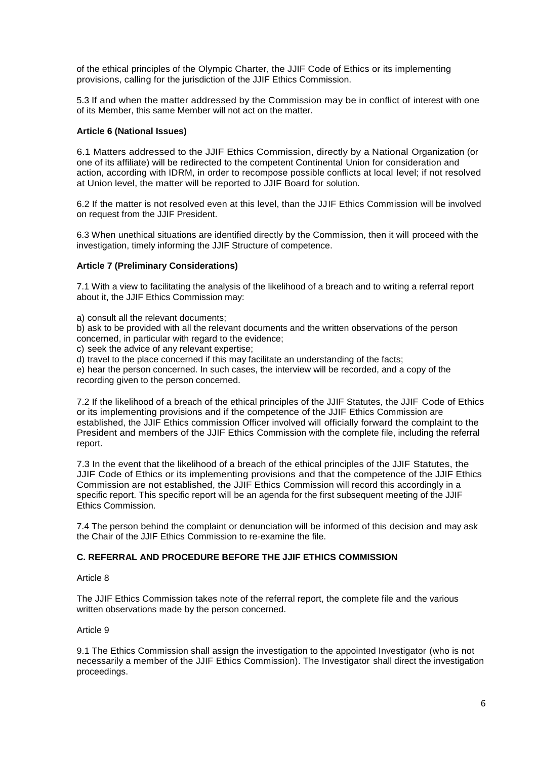of the ethical principles of the Olympic Charter, the JJIF Code of Ethics or its implementing provisions, calling for the jurisdiction of the JJIF Ethics Commission.

5.3 If and when the matter addressed by the Commission may be in conflict of interest with one of its Member, this same Member will not act on the matter.

**Article 6 (National Issues)**

6.1 Matters addressed to the JJIF Ethics Commission, directly by a National Organization (or one of its affiliate) will be redirected to the competent Continental Union for consideration and action, according with IDRM, in order to recompose possible conflicts at local level; if not resolved at Union level, the matter will be reported to JJIF Board for solution.

6.2 If the matter is not resolved even at this level, than the JJIF Ethics Commission will be involved on request from the JJIF President.

6.3 When unethical situations are identified directly by the Commission, then it will proceed with the investigation, timely informing the JJIF Structure of competence.

**Article 7 (Preliminary Considerations)**

7.1 With a view to facilitating the analysis of the likelihood of a breach and to writing a referral report about it, the JJIF Ethics Commission may:

a) consult all the relevant documents;
b) ask to be provided with all the relevant documents and the written observations of the person concerned, in particular with regard to the evidence;
c) seek the advice of any relevant expertise;
d) travel to the place concerned if this may facilitate an understanding of the facts;
e) hear the person concerned. In such cases, the interview will be recorded, and a copy of the recording given to the person concerned.

7.2 If the likelihood of a breach of the ethical principles of the JJIF Statutes, the JJIF Code of Ethics or its implementing provisions and if the competence of the JJIF Ethics Commission are established, the JJIF Ethics commission Officer involved will officially forward the complaint to the President and members of the JJIF Ethics Commission with the complete file, including the referral report.

7.3 In the event that the likelihood of a breach of the ethical principles of the JJIF Statutes, the JJIF Code of Ethics or its implementing provisions and that the competence of the JJIF Ethics Commission are not established, the JJIF Ethics Commission will record this accordingly in a specific report. This specific report will be an agenda for the first subsequent meeting of the JJIF Ethics Commission.

7.4 The person behind the complaint or denunciation will be informed of this decision and may ask the Chair of the JJIF Ethics Commission to re-examine the file.

**C. REFERRAL AND PROCEDURE BEFORE THE JJIF ETHICS COMMISSION**

Article 8

The JJIF Ethics Commission takes note of the referral report, the complete file and the various written observations made by the person concerned.

Article 9

9.1 The Ethics Commission shall assign the investigation to the appointed Investigator (who is not necessarily a member of the JJIF Ethics Commission). The Investigator shall direct the investigation proceedings.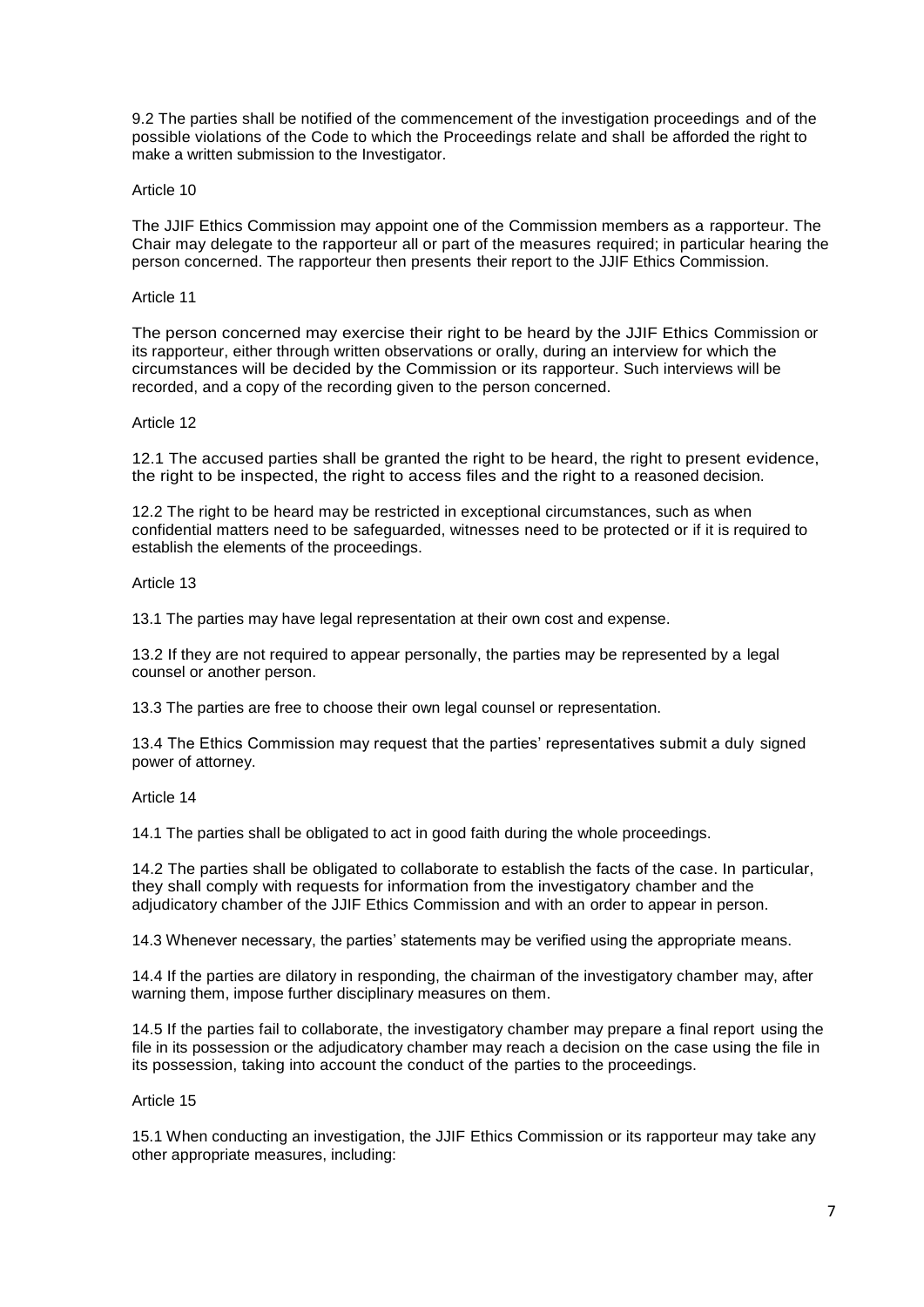9.2 The parties shall be notified of the commencement of the investigation proceedings and of the possible violations of the Code to which the Proceedings relate and shall be afforded the right to make a written submission to the Investigator.

Article 10

The JJIF Ethics Commission may appoint one of the Commission members as a rapporteur. The Chair may delegate to the rapporteur all or part of the measures required; in particular hearing the person concerned. The rapporteur then presents their report to the JJIF Ethics Commission.

Article 11

The person concerned may exercise their right to be heard by the JJIF Ethics Commission or its rapporteur, either through written observations or orally, during an interview for which the circumstances will be decided by the Commission or its rapporteur. Such interviews will be recorded, and a copy of the recording given to the person concerned.

Article 12

12.1 The accused parties shall be granted the right to be heard, the right to present evidence, the right to be inspected, the right to access files and the right to a reasoned decision.

12.2 The right to be heard may be restricted in exceptional circumstances, such as when confidential matters need to be safeguarded, witnesses need to be protected or if it is required to establish the elements of the proceedings.

Article 13

13.1 The parties may have legal representation at their own cost and expense.

13.2 If they are not required to appear personally, the parties may be represented by a legal counsel or another person.

13.3 The parties are free to choose their own legal counsel or representation.

13.4 The Ethics Commission may request that the parties' representatives submit a duly signed power of attorney.

Article 14

14.1 The parties shall be obligated to act in good faith during the whole proceedings.

14.2 The parties shall be obligated to collaborate to establish the facts of the case. In particular, they shall comply with requests for information from the investigatory chamber and the adjudicatory chamber of the JJIF Ethics Commission and with an order to appear in person.

14.3 Whenever necessary, the parties' statements may be verified using the appropriate means.

14.4 If the parties are dilatory in responding, the chairman of the investigatory chamber may, after warning them, impose further disciplinary measures on them.

14.5 If the parties fail to collaborate, the investigatory chamber may prepare a final report using the file in its possession or the adjudicatory chamber may reach a decision on the case using the file in its possession, taking into account the conduct of the parties to the proceedings.

Article 15

15.1 When conducting an investigation, the JJIF Ethics Commission or its rapporteur may take any other appropriate measures, including: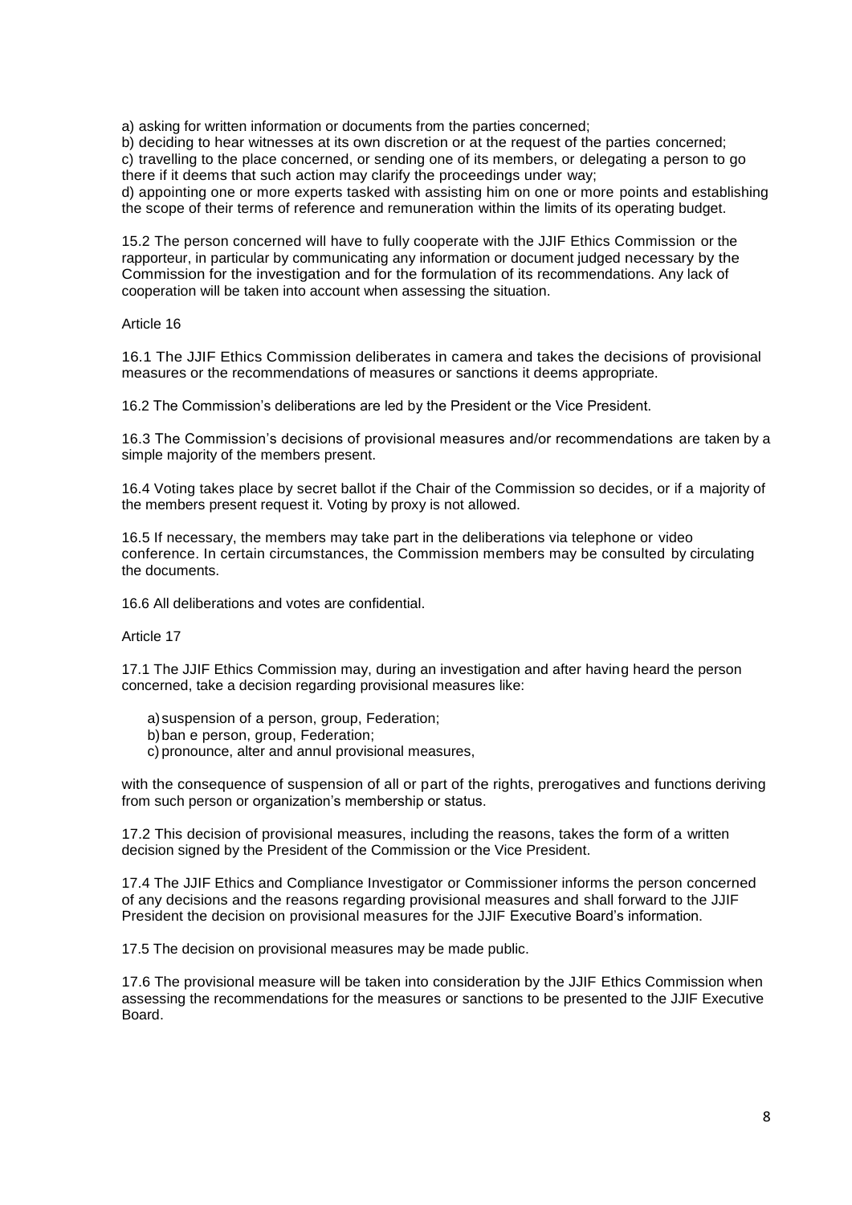a) asking for written information or documents from the parties concerned;
b) deciding to hear witnesses at its own discretion or at the request of the parties concerned;
c) travelling to the place concerned, or sending one of its members, or delegating a person to go there if it deems that such action may clarify the proceedings under way;
d) appointing one or more experts tasked with assisting him on one or more points and establishing the scope of their terms of reference and remuneration within the limits of its operating budget.

15.2 The person concerned will have to fully cooperate with the JJIF Ethics Commission or the rapporteur, in particular by communicating any information or document judged necessary by the Commission for the investigation and for the formulation of its recommendations. Any lack of cooperation will be taken into account when assessing the situation.

Article 16

16.1 The JJIF Ethics Commission deliberates in camera and takes the decisions of provisional measures or the recommendations of measures or sanctions it deems appropriate.

16.2 The Commission's deliberations are led by the President or the Vice President.

16.3 The Commission's decisions of provisional measures and/or recommendations are taken by a simple majority of the members present.

16.4 Voting takes place by secret ballot if the Chair of the Commission so decides, or if a majority of the members present request it. Voting by proxy is not allowed.

16.5 If necessary, the members may take part in the deliberations via telephone or video conference. In certain circumstances, the Commission members may be consulted by circulating the documents.

16.6 All deliberations and votes are confidential.

Article 17

17.1 The JJIF Ethics Commission may, during an investigation and after having heard the person concerned, take a decision regarding provisional measures like:

a) suspension of a person, group, Federation;
b) ban e person, group, Federation;
c) pronounce, alter and annul provisional measures,

with the consequence of suspension of all or part of the rights, prerogatives and functions deriving from such person or organization's membership or status.

17.2 This decision of provisional measures, including the reasons, takes the form of a written decision signed by the President of the Commission or the Vice President.

17.4 The JJIF Ethics and Compliance Investigator or Commissioner informs the person concerned of any decisions and the reasons regarding provisional measures and shall forward to the JJIF President the decision on provisional measures for the JJIF Executive Board's information.

17.5 The decision on provisional measures may be made public.

17.6 The provisional measure will be taken into consideration by the JJIF Ethics Commission when assessing the recommendations for the measures or sanctions to be presented to the JJIF Executive Board.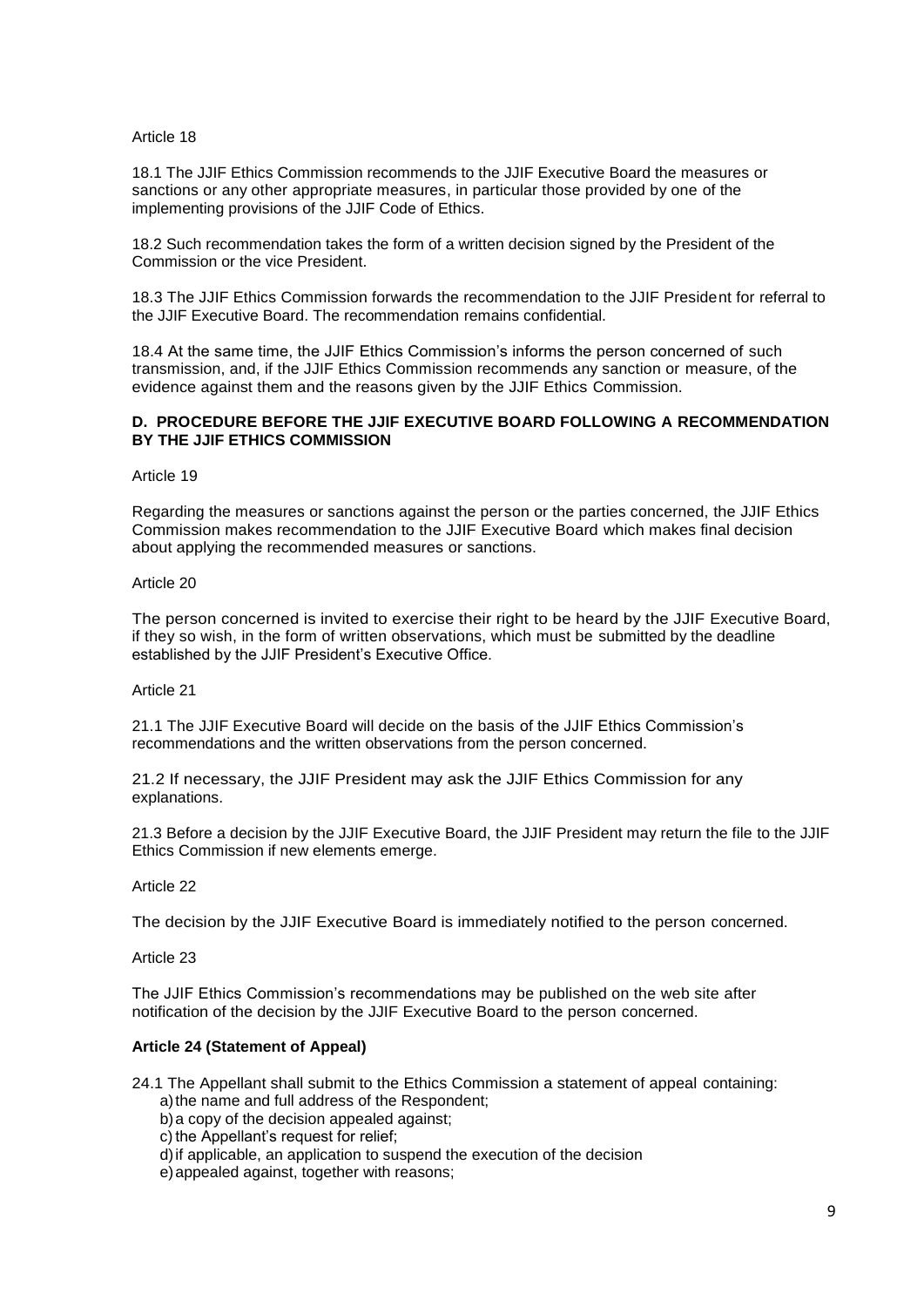Article 18

18.1 The JJIF Ethics Commission recommends to the JJIF Executive Board the measures or sanctions or any other appropriate measures, in particular those provided by one of the implementing provisions of the JJIF Code of Ethics.

18.2 Such recommendation takes the form of a written decision signed by the President of the Commission or the vice President.

18.3 The JJIF Ethics Commission forwards the recommendation to the JJIF President for referral to the JJIF Executive Board. The recommendation remains confidential.

18.4 At the same time, the JJIF Ethics Commission's informs the person concerned of such transmission, and, if the JJIF Ethics Commission recommends any sanction or measure, of the evidence against them and the reasons given by the JJIF Ethics Commission.

**D. PROCEDURE BEFORE THE JJIF EXECUTIVE BOARD FOLLOWING A RECOMMENDATION BY THE JJIF ETHICS COMMISSION**

Article 19

Regarding the measures or sanctions against the person or the parties concerned, the JJIF Ethics Commission makes recommendation to the JJIF Executive Board which makes final decision about applying the recommended measures or sanctions.

Article 20

The person concerned is invited to exercise their right to be heard by the JJIF Executive Board, if they so wish, in the form of written observations, which must be submitted by the deadline established by the JJIF President's Executive Office.

Article 21

21.1 The JJIF Executive Board will decide on the basis of the JJIF Ethics Commission's recommendations and the written observations from the person concerned.

21.2 If necessary, the JJIF President may ask the JJIF Ethics Commission for any explanations.

21.3 Before a decision by the JJIF Executive Board, the JJIF President may return the file to the JJIF Ethics Commission if new elements emerge.

Article 22

The decision by the JJIF Executive Board is immediately notified to the person concerned.

Article 23

The JJIF Ethics Commission's recommendations may be published on the web site after notification of the decision by the JJIF Executive Board to the person concerned.

**Article 24 (Statement of Appeal)**

24.1 The Appellant shall submit to the Ethics Commission a statement of appeal containing:

a) the name and full address of the Respondent;
b) a copy of the decision appealed against;
c) the Appellant's request for relief;
d) if applicable, an application to suspend the execution of the decision
e) appealed against, together with reasons;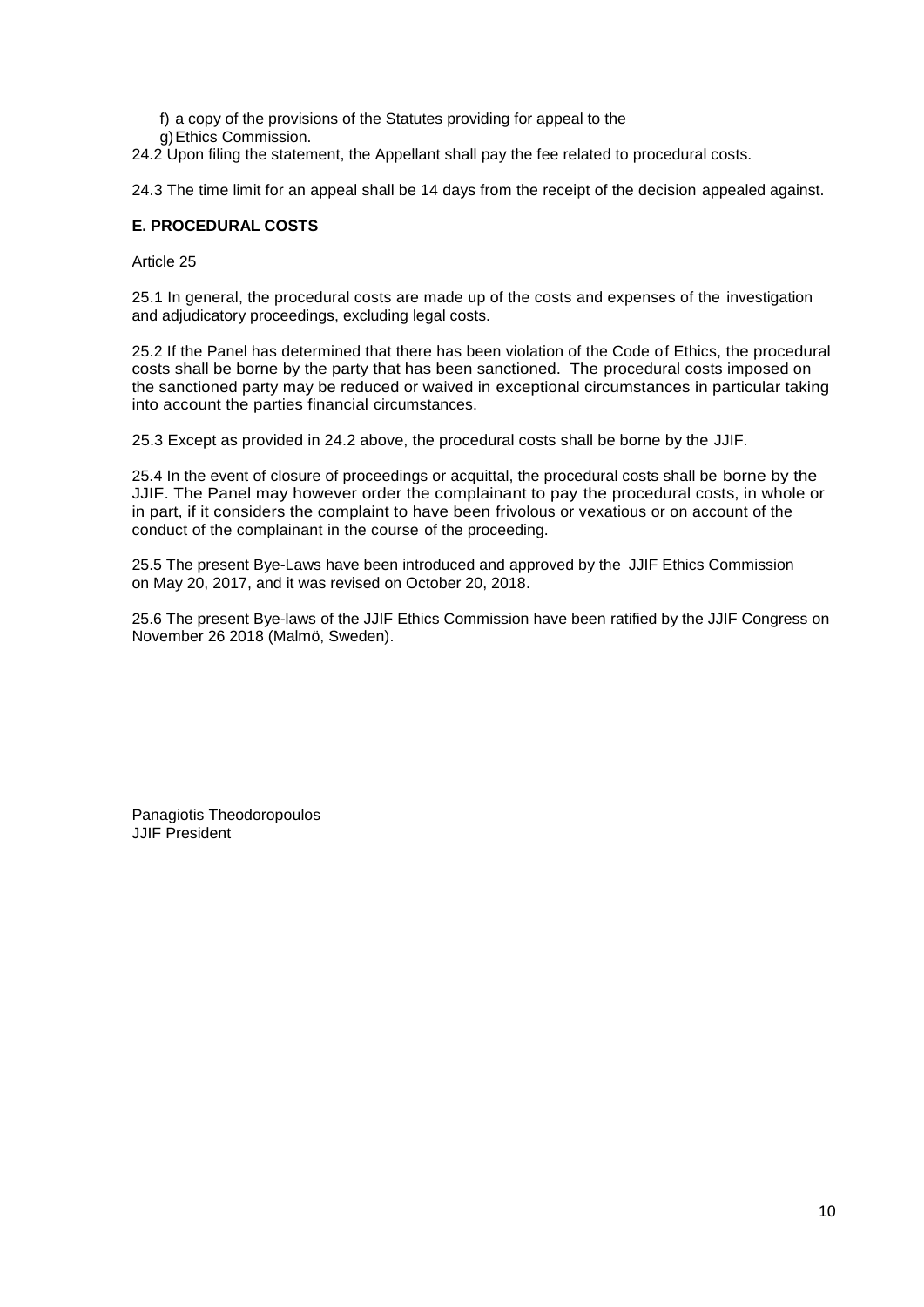f) a copy of the provisions of the Statutes providing for appeal to the

g) Ethics Commission.

24.2 Upon filing the statement, the Appellant shall pay the fee related to procedural costs.

24.3 The time limit for an appeal shall be 14 days from the receipt of the decision appealed against.

**E. PROCEDURAL COSTS**

Article 25

25.1 In general, the procedural costs are made up of the costs and expenses of the investigation and adjudicatory proceedings, excluding legal costs.

25.2 If the Panel has determined that there has been violation of the Code of Ethics, the procedural costs shall be borne by the party that has been sanctioned. The procedural costs imposed on the sanctioned party may be reduced or waived in exceptional circumstances in particular taking into account the parties financial circumstances.

25.3 Except as provided in 24.2 above, the procedural costs shall be borne by the JJIF.

25.4 In the event of closure of proceedings or acquittal, the procedural costs shall be borne by the JJIF. The Panel may however order the complainant to pay the procedural costs, in whole or in part, if it considers the complaint to have been frivolous or vexatious or on account of the conduct of the complainant in the course of the proceeding.

25.5 The present Bye-Laws have been introduced and approved by the JJIF Ethics Commission on May 20, 2017, and it was revised on October 20, 2018.

25.6 The present Bye-laws of the JJIF Ethics Commission have been ratified by the JJIF Congress on November 26 2018 (Malmö, Sweden).

Panagiotis Theodoropoulos
JJIF President